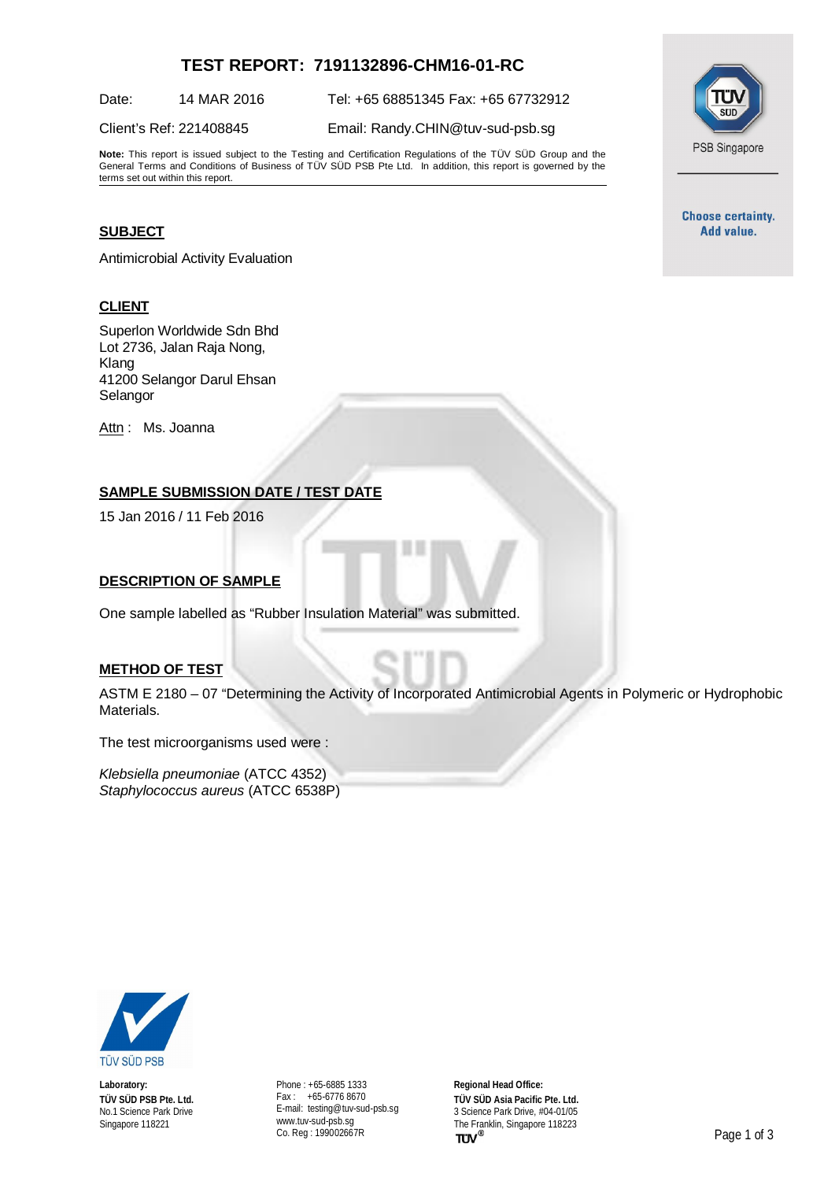# TEST REPORT: 7191132896-CHM16-01-RC

Date: 14 MAR 2016 Tel: +65 68851345 Fax: +65 67732912

Client's Ref: 221408845 Email: Randy.CHIN@tuv-sud-psb.sg

**Note:** This report is issued subject to the Testing and Certification Regulations of the TÜV SÜD Group and the General Terms and Conditions of Business of TÜV SÜD PSB Pte Ltd. In addition, this report is governed by the terms set out within this report.

PSB Singapore

**Choose certainty. Add value.**

## SUBJECT

Antimicrobial Activity Evaluation

## CLIENT

Superlon Worldwide Sdn Bhd
Lot 2736, Jalan Raja Nong,
Klang
41200 Selangor Darul Ehsan
Selangor

Attn : Ms. Joanna

## SAMPLE SUBMISSION DATE / TEST DATE

15 Jan 2016 / 11 Feb 2016

## DESCRIPTION OF SAMPLE

One sample labelled as "Rubber Insulation Material" was submitted.

## METHOD OF TEST

ASTM E 2180 – 07 "Determining the Activity of Incorporated Antimicrobial Agents in Polymeric or Hydrophobic Materials.

The test microorganisms used were :

*Klebsiella pneumoniae* (ATCC 4352)
*Staphylococcus aureus* (ATCC 6538P)

TÜV SÜD PSB

**Laboratory:**
**TÜV SÜD PSB Pte. Ltd.**
No.1 Science Park Drive
Singapore 118221

Phone : +65-6885 1333
Fax : +65-6776 8670
E-mail: testing@tuv-sud-psb.sg
www.tuv-sud-psb.sg
Co. Reg : 199002667R

**Regional Head Office:**
**TÜV SÜD Asia Pacific Pte. Ltd.**
3 Science Park Drive, #04-01/05
The Franklin, Singapore 118223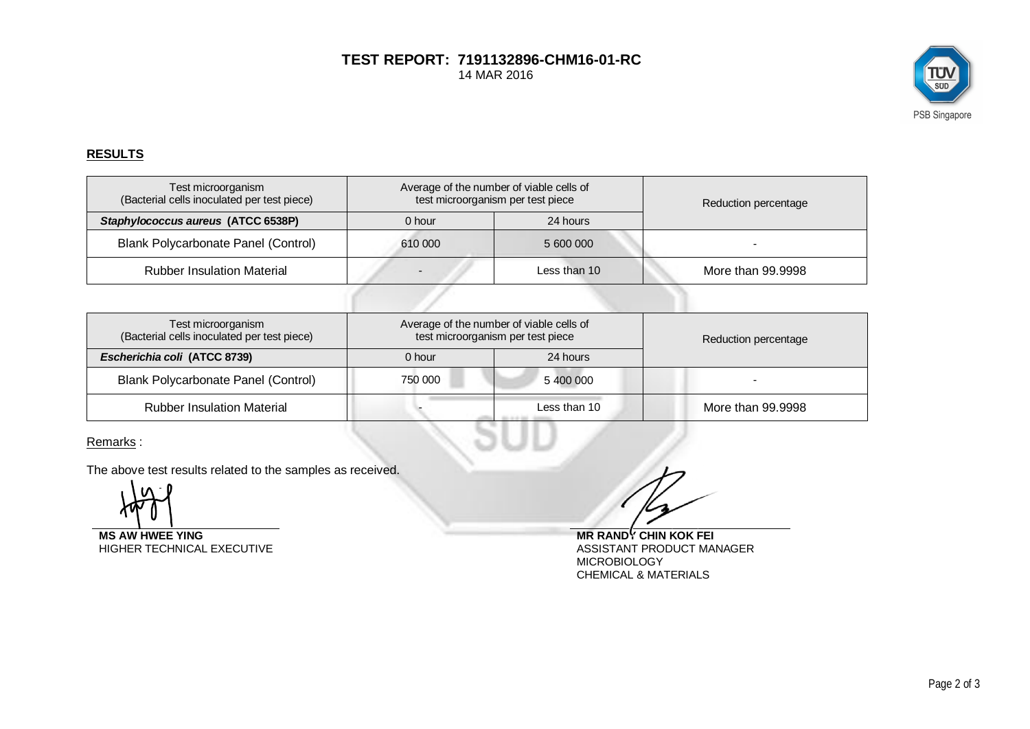**TEST REPORT: 7191132896-CHM16-01-RC**
14 MAR 2016

## RESULTS

| Test microorganism (Bacterial cells inoculated per test piece) | Average of the number of viable cells of test microorganism per test piece | | Reduction percentage |
|---|---|---|---|
| ***Staphylococcus aureus* (ATCC 6538P)** | 0 hour | 24 hours | |
| Blank Polycarbonate Panel (Control) | 610 000 | 5 600 000 | - |
| Rubber Insulation Material | - | Less than 10 | More than 99.9998 |

| Test microorganism (Bacterial cells inoculated per test piece) | Average of the number of viable cells of test microorganism per test piece | | Reduction percentage |
|---|---|---|---|
| ***Escherichia coli* (ATCC 8739)** | 0 hour | 24 hours | |
| Blank Polycarbonate Panel (Control) | 750 000 | 5 400 000 | - |
| Rubber Insulation Material | - | Less than 10 | More than 99.9998 |

Remarks :

The above test results related to the samples as received.

**MS AW HWEE YING**
HIGHER TECHNICAL EXECUTIVE

**MR RANDY CHIN KOK FEI**
ASSISTANT PRODUCT MANAGER
MICROBIOLOGY
CHEMICAL & MATERIALS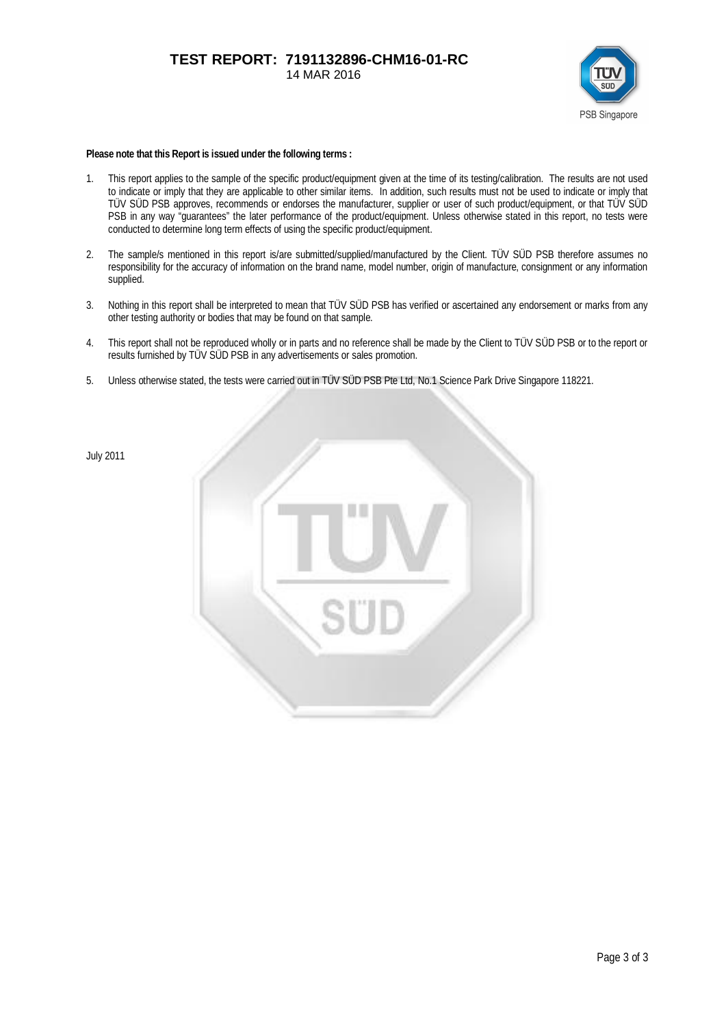# TEST REPORT: 7191132896-CHM16-01-RC

14 MAR 2016

PSB Singapore

**Please note that this Report is issued under the following terms :**

1. This report applies to the sample of the specific product/equipment given at the time of its testing/calibration. The results are not used to indicate or imply that they are applicable to other similar items. In addition, such results must not be used to indicate or imply that TÜV SÜD PSB approves, recommends or endorses the manufacturer, supplier or user of such product/equipment, or that TÜV SÜD PSB in any way "guarantees" the later performance of the product/equipment. Unless otherwise stated in this report, no tests were conducted to determine long term effects of using the specific product/equipment.

2. The sample/s mentioned in this report is/are submitted/supplied/manufactured by the Client. TÜV SÜD PSB therefore assumes no responsibility for the accuracy of information on the brand name, model number, origin of manufacture, consignment or any information supplied.

3. Nothing in this report shall be interpreted to mean that TÜV SÜD PSB has verified or ascertained any endorsement or marks from any other testing authority or bodies that may be found on that sample.

4. This report shall not be reproduced wholly or in parts and no reference shall be made by the Client to TÜV SÜD PSB or to the report or results furnished by TÜV SÜD PSB in any advertisements or sales promotion.

5. Unless otherwise stated, the tests were carried out in TÜV SÜD PSB Pte Ltd, No.1 Science Park Drive Singapore 118221.

July 2011